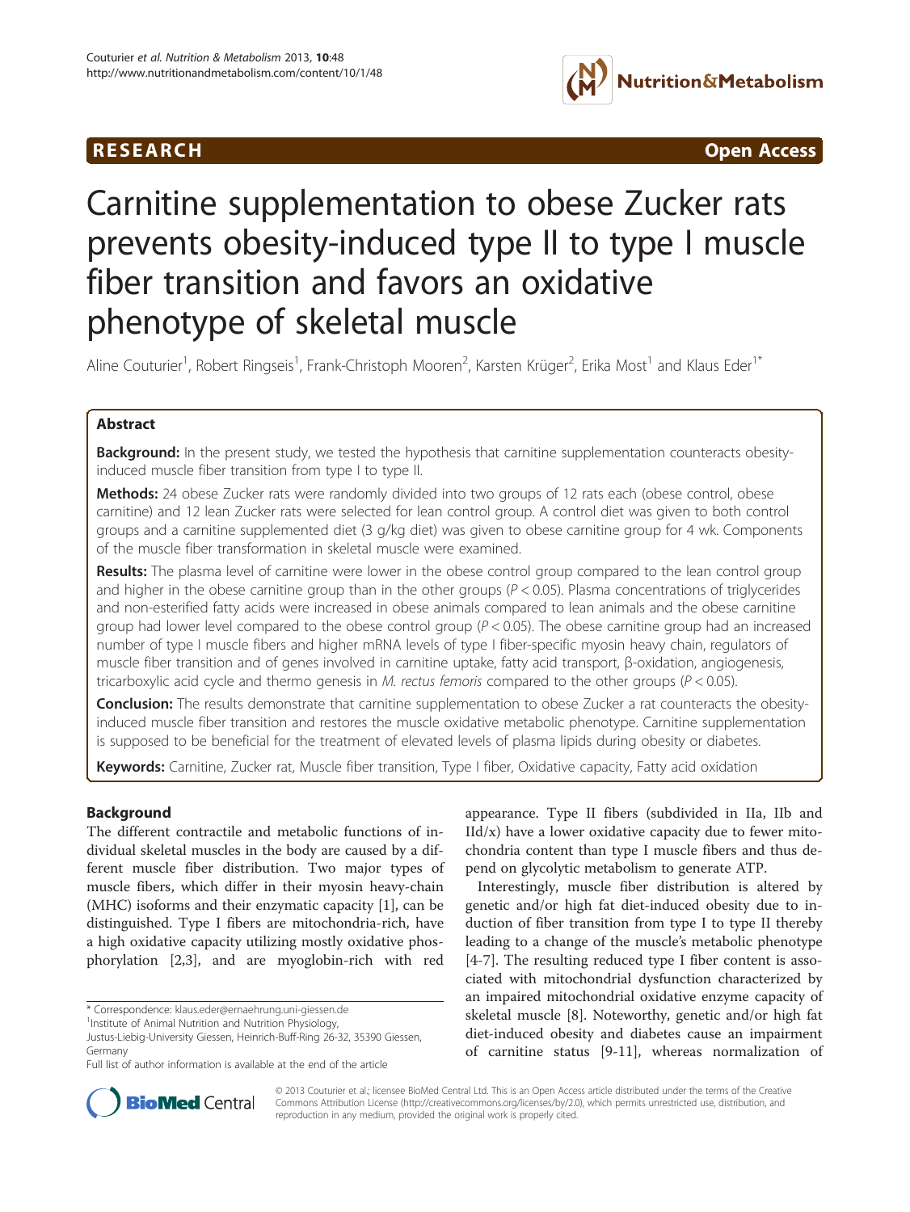**RESEARCH** **Open Access**

# Carnitine supplementation to obese Zucker rats prevents obesity-induced type II to type I muscle fiber transition and favors an oxidative phenotype of skeletal muscle

Aline Couturier[1], Robert Ringseis[1], Frank-Christoph Mooren[2], Karsten Krüger[2], Erika Most[1] and Klaus Eder[1*]

## Abstract

**Background:** In the present study, we tested the hypothesis that carnitine supplementation counteracts obesity-induced muscle fiber transition from type I to type II.

**Methods:** 24 obese Zucker rats were randomly divided into two groups of 12 rats each (obese control, obese carnitine) and 12 lean Zucker rats were selected for lean control group. A control diet was given to both control groups and a carnitine supplemented diet (3 g/kg diet) was given to obese carnitine group for 4 wk. Components of the muscle fiber transformation in skeletal muscle were examined.

**Results:** The plasma level of carnitine were lower in the obese control group compared to the lean control group and higher in the obese carnitine group than in the other groups ($P < 0.05$). Plasma concentrations of triglycerides and non-esterified fatty acids were increased in obese animals compared to lean animals and the obese carnitine group had lower level compared to the obese control group ($P < 0.05$). The obese carnitine group had an increased number of type I muscle fibers and higher mRNA levels of type I fiber-specific myosin heavy-chain, regulators of muscle fiber transition and of genes involved in carnitine uptake, fatty acid transport, β-oxidation, angiogenesis, tricarboxylic acid cycle and thermo genesis in *M. rectus femoris* compared to the other groups ($P < 0.05$).

**Conclusion:** The results demonstrate that carnitine supplementation to obese Zucker a rat counteracts the obesity-induced muscle fiber transition and restores the muscle oxidative metabolic phenotype. Carnitine supplementation is supposed to be beneficial for the treatment of elevated levels of plasma lipids during obesity or diabetes.

**Keywords:** Carnitine, Zucker rat, Muscle fiber transition, Type I fiber, Oxidative capacity, Fatty acid oxidation

## Background

The different contractile and metabolic functions of individual skeletal muscles in the body are caused by a different muscle fiber distribution. Two major types of muscle fibers, which differ in their myosin heavy-chain (MHC) isoforms and their enzymatic capacity [1], can be distinguished. Type I fibers are mitochondria-rich, have a high oxidative capacity utilizing mostly oxidative phosphorylation [2,3], and are myoglobin-rich with red appearance. Type II fibers (subdivided in IIa, IIb and IId/x) have a lower oxidative capacity due to fewer mitochondria content than type I muscle fibers and thus depend on glycolytic metabolism to generate ATP.

Interestingly, muscle fiber distribution is altered by genetic and/or high fat diet-induced obesity due to induction of fiber transition from type I to type II thereby leading to a change of the muscle's metabolic phenotype [4-7]. The resulting reduced type I fiber content is associated with mitochondrial dysfunction characterized by an impaired mitochondrial oxidative enzyme capacity of skeletal muscle [8]. Noteworthy, genetic and/or high fat diet-induced obesity and diabetes cause an impairment of carnitine status [9-11], whereas normalization of

\* Correspondence: klaus.eder@ernaehrung.uni-giessen.de
[1]Institute of Animal Nutrition and Nutrition Physiology, Justus-Liebig-University Giessen, Heinrich-Buff-Ring 26-32, 35390 Giessen, Germany
Full list of author information is available at the end of the article

© 2013 Couturier et al.; licensee BioMed Central Ltd. This is an Open Access article distributed under the terms of the Creative Commons Attribution License (http://creativecommons.org/licenses/by/2.0), which permits unrestricted use, distribution, and reproduction in any medium, provided the original work is properly cited.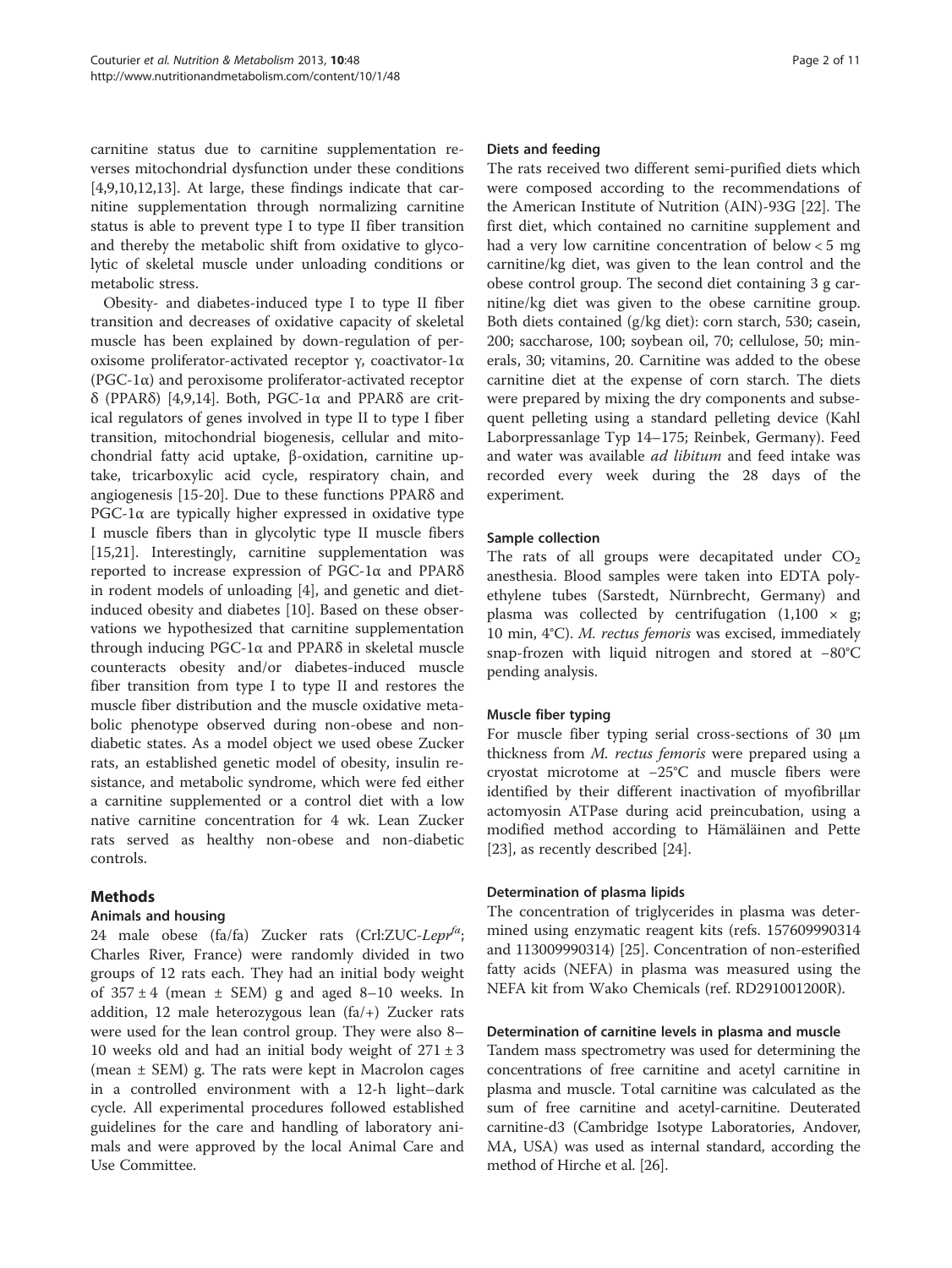carnitine status due to carnitine supplementation reverses mitochondrial dysfunction under these conditions [4,9,10,12,13]. At large, these findings indicate that carnitine supplementation through normalizing carnitine status is able to prevent type I to type II fiber transition and thereby the metabolic shift from oxidative to glycolytic of skeletal muscle under unloading conditions or metabolic stress.

Obesity- and diabetes-induced type I to type II fiber transition and decreases of oxidative capacity of skeletal muscle has been explained by down-regulation of peroxisome proliferator-activated receptor γ, coactivator-1α (PGC-1α) and peroxisome proliferator-activated receptor δ (PPARδ) [4,9,14]. Both, PGC-1α and PPARδ are critical regulators of genes involved in type II to type I fiber transition, mitochondrial biogenesis, cellular and mitochondrial fatty acid uptake, β-oxidation, carnitine uptake, tricarboxylic acid cycle, respiratory chain, and angiogenesis [15-20]. Due to these functions PPARδ and PGC-1α are typically higher expressed in oxidative type I muscle fibers than in glycolytic type II muscle fibers [15,21]. Interestingly, carnitine supplementation was reported to increase expression of PGC-1α and PPARδ in rodent models of unloading [4], and genetic and diet-induced obesity and diabetes [10]. Based on these observations we hypothesized that carnitine supplementation through inducing PGC-1α and PPARδ in skeletal muscle counteracts obesity and/or diabetes-induced muscle fiber transition from type I to type II and restores the muscle fiber distribution and the muscle oxidative metabolic phenotype observed during non-obese and non-diabetic states. As a model object we used obese Zucker rats, an established genetic model of obesity, insulin resistance, and metabolic syndrome, which were fed either a carnitine supplemented or a control diet with a low native carnitine concentration for 4 wk. Lean Zucker rats served as healthy non-obese and non-diabetic controls.

## Methods

### Animals and housing

24 male obese (fa/fa) Zucker rats (Crl:ZUC-*Lepr*$^{fa}$; Charles River, France) were randomly divided in two groups of 12 rats each. They had an initial body weight of 357 ± 4 (mean ± SEM) g and aged 8–10 weeks. In addition, 12 male heterozygous lean (fa/+) Zucker rats were used for the lean control group. They were also 8–10 weeks old and had an initial body weight of 271 ± 3 (mean ± SEM) g. The rats were kept in Macrolon cages in a controlled environment with a 12-h light–dark cycle. All experimental procedures followed established guidelines for the care and handling of laboratory animals and were approved by the local Animal Care and Use Committee.

### Diets and feeding

The rats received two different semi-purified diets which were composed according to the recommendations of the American Institute of Nutrition (AIN)-93G [22]. The first diet, which contained no carnitine supplement and had a very low carnitine concentration of below < 5 mg carnitine/kg diet, was given to the lean control and the obese control group. The second diet containing 3 g carnitine/kg diet was given to the obese carnitine group. Both diets contained (g/kg diet): corn starch, 530; casein, 200; saccharose, 100; soybean oil, 70; cellulose, 50; minerals, 30; vitamins, 20. Carnitine was added to the obese carnitine diet at the expense of corn starch. The diets were prepared by mixing the dry components and subsequent pelleting using a standard pelleting device (Kahl Laborpressanlage Typ 14–175; Reinbek, Germany). Feed and water was available *ad libitum* and feed intake was recorded every week during the 28 days of the experiment.

### Sample collection

The rats of all groups were decapitated under $CO_2$ anesthesia. Blood samples were taken into EDTA polyethylene tubes (Sarstedt, Nürnbrecht, Germany) and plasma was collected by centrifugation (1,100 × g; 10 min, 4°C). *M. rectus femoris* was excised, immediately snap-frozen with liquid nitrogen and stored at −80°C pending analysis.

### Muscle fiber typing

For muscle fiber typing serial cross-sections of 30 μm thickness from *M. rectus femoris* were prepared using a cryostat microtome at −25°C and muscle fibers were identified by their different inactivation of myofibrillar actomyosin ATPase during acid preincubation, using a modified method according to Hämäläinen and Pette [23], as recently described [24].

### Determination of plasma lipids

The concentration of triglycerides in plasma was determined using enzymatic reagent kits (refs. 157609990314 and 113009990314) [25]. Concentration of non-esterified fatty acids (NEFA) in plasma was measured using the NEFA kit from Wako Chemicals (ref. RD291001200R).

### Determination of carnitine levels in plasma and muscle

Tandem mass spectrometry was used for determining the concentrations of free carnitine and acetyl carnitine in plasma and muscle. Total carnitine was calculated as the sum of free carnitine and acetyl-carnitine. Deuterated carnitine-d3 (Cambridge Isotype Laboratories, Andover, MA, USA) was used as internal standard, according the method of Hirche et al. [26].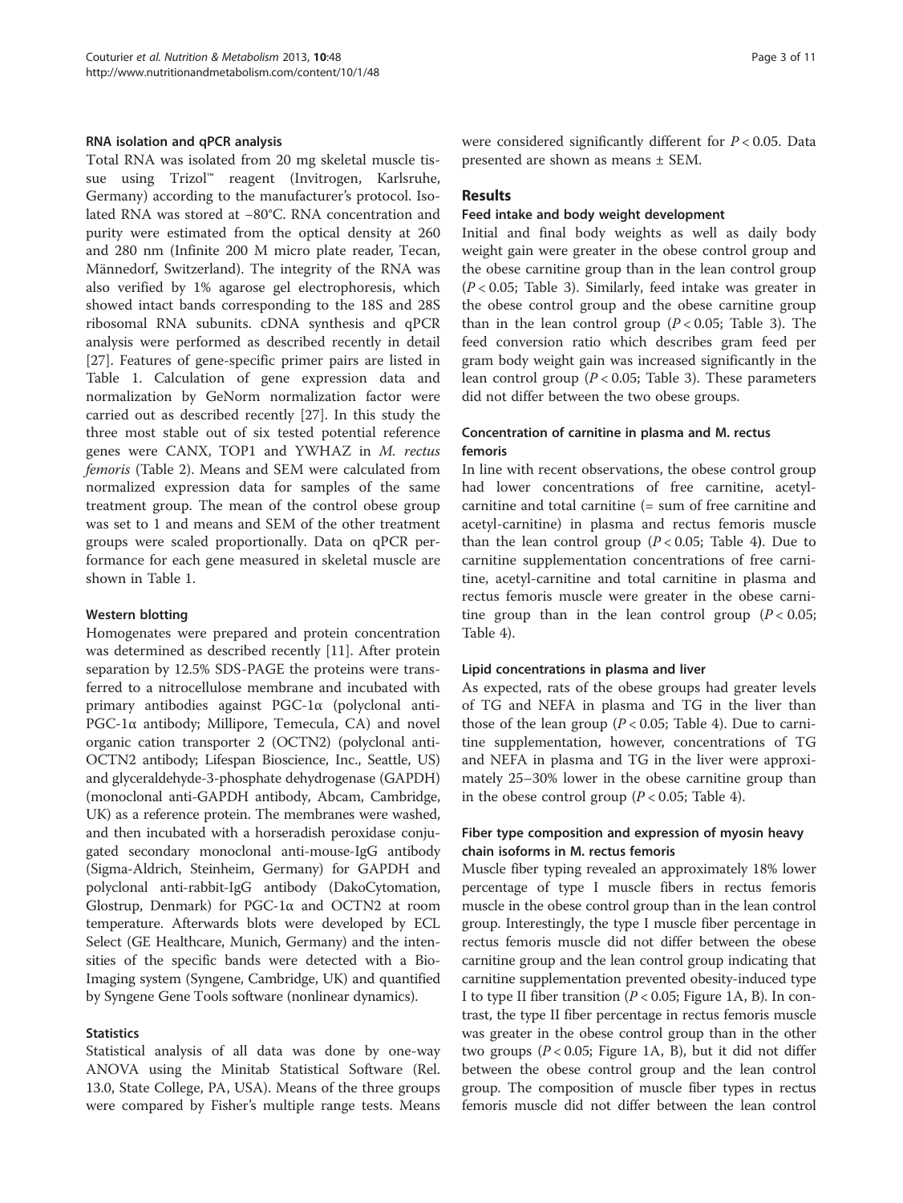### RNA isolation and qPCR analysis

Total RNA was isolated from 20 mg skeletal muscle tissue using Trizol™ reagent (Invitrogen, Karlsruhe, Germany) according to the manufacturer's protocol. Isolated RNA was stored at −80°C. RNA concentration and purity were estimated from the optical density at 260 and 280 nm (Infinite 200 M micro plate reader, Tecan, Männedorf, Switzerland). The integrity of the RNA was also verified by 1% agarose gel electrophoresis, which showed intact bands corresponding to the 18S and 28S ribosomal RNA subunits. cDNA synthesis and qPCR analysis were performed as described recently in detail [27]. Features of gene-specific primer pairs are listed in Table 1. Calculation of gene expression data and normalization by GeNorm normalization factor were carried out as described recently [27]. In this study the three most stable out of six tested potential reference genes were CANX, TOP1 and YWHAZ in *M. rectus femoris* (Table 2). Means and SEM were calculated from normalized expression data for samples of the same treatment group. The mean of the control obese group was set to 1 and means and SEM of the other treatment groups were scaled proportionally. Data on qPCR performance for each gene measured in skeletal muscle are shown in Table 1.

### Western blotting

Homogenates were prepared and protein concentration was determined as described recently [11]. After protein separation by 12.5% SDS-PAGE the proteins were transferred to a nitrocellulose membrane and incubated with primary antibodies against PGC-1α (polyclonal anti-PGC-1α antibody; Millipore, Temecula, CA) and novel organic cation transporter 2 (OCTN2) (polyclonal anti-OCTN2 antibody; Lifespan Bioscience, Inc., Seattle, US) and glyceraldehyde-3-phosphate dehydrogenase (GAPDH) (monoclonal anti-GAPDH antibody, Abcam, Cambridge, UK) as a reference protein. The membranes were washed, and then incubated with a horseradish peroxidase conjugated secondary monoclonal anti-mouse-IgG antibody (Sigma-Aldrich, Steinheim, Germany) for GAPDH and polyclonal anti-rabbit-IgG antibody (DakoCytomation, Glostrup, Denmark) for PGC-1α and OCTN2 at room temperature. Afterwards blots were developed by ECL Select (GE Healthcare, Munich, Germany) and the intensities of the specific bands were detected with a Bio-Imaging system (Syngene, Cambridge, UK) and quantified by Syngene Gene Tools software (nonlinear dynamics).

### Statistics

Statistical analysis of all data was done by one-way ANOVA using the Minitab Statistical Software (Rel. 13.0, State College, PA, USA). Means of the three groups were compared by Fisher's multiple range tests. Means were considered significantly different for $P < 0.05$. Data presented are shown as means ± SEM.

## Results

### Feed intake and body weight development

Initial and final body weights as well as daily body weight gain were greater in the obese control group and the obese carnitine group than in the lean control group ($P < 0.05$; Table 3). Similarly, feed intake was greater in the obese control group and the obese carnitine group than in the lean control group ($P < 0.05$; Table 3). The feed conversion ratio which describes gram feed per gram body weight gain was increased significantly in the lean control group ($P < 0.05$; Table 3). These parameters did not differ between the two obese groups.

### Concentration of carnitine in plasma and M. rectus femoris

In line with recent observations, the obese control group had lower concentrations of free carnitine, acetyl-carnitine and total carnitine (= sum of free carnitine and acetyl-carnitine) in plasma and rectus femoris muscle than the lean control group ($P < 0.05$; Table 4). Due to carnitine supplementation concentrations of free carnitine, acetyl-carnitine and total carnitine in plasma and rectus femoris muscle were greater in the obese carnitine group than in the lean control group ($P < 0.05$; Table 4).

### Lipid concentrations in plasma and liver

As expected, rats of the obese groups had greater levels of TG and NEFA in plasma and TG in the liver than those of the lean group ($P < 0.05$; Table 4). Due to carnitine supplementation, however, concentrations of TG and NEFA in plasma and TG in the liver were approximately 25–30% lower in the obese carnitine group than in the obese control group ($P < 0.05$; Table 4).

### Fiber type composition and expression of myosin heavy chain isoforms in M. rectus femoris

Muscle fiber typing revealed an approximately 18% lower percentage of type I muscle fibers in rectus femoris muscle in the obese control group than in the lean control group. Interestingly, the type I muscle fiber percentage in rectus femoris muscle did not differ between the obese carnitine group and the lean control group indicating that carnitine supplementation prevented obesity-induced type I to type II fiber transition ($P < 0.05$; Figure 1A, B). In contrast, the type II fiber percentage in rectus femoris muscle was greater in the obese control group than in the other two groups ($P < 0.05$; Figure 1A, B), but it did not differ between the obese control group and the lean control group. The composition of muscle fiber types in rectus femoris muscle did not differ between the lean control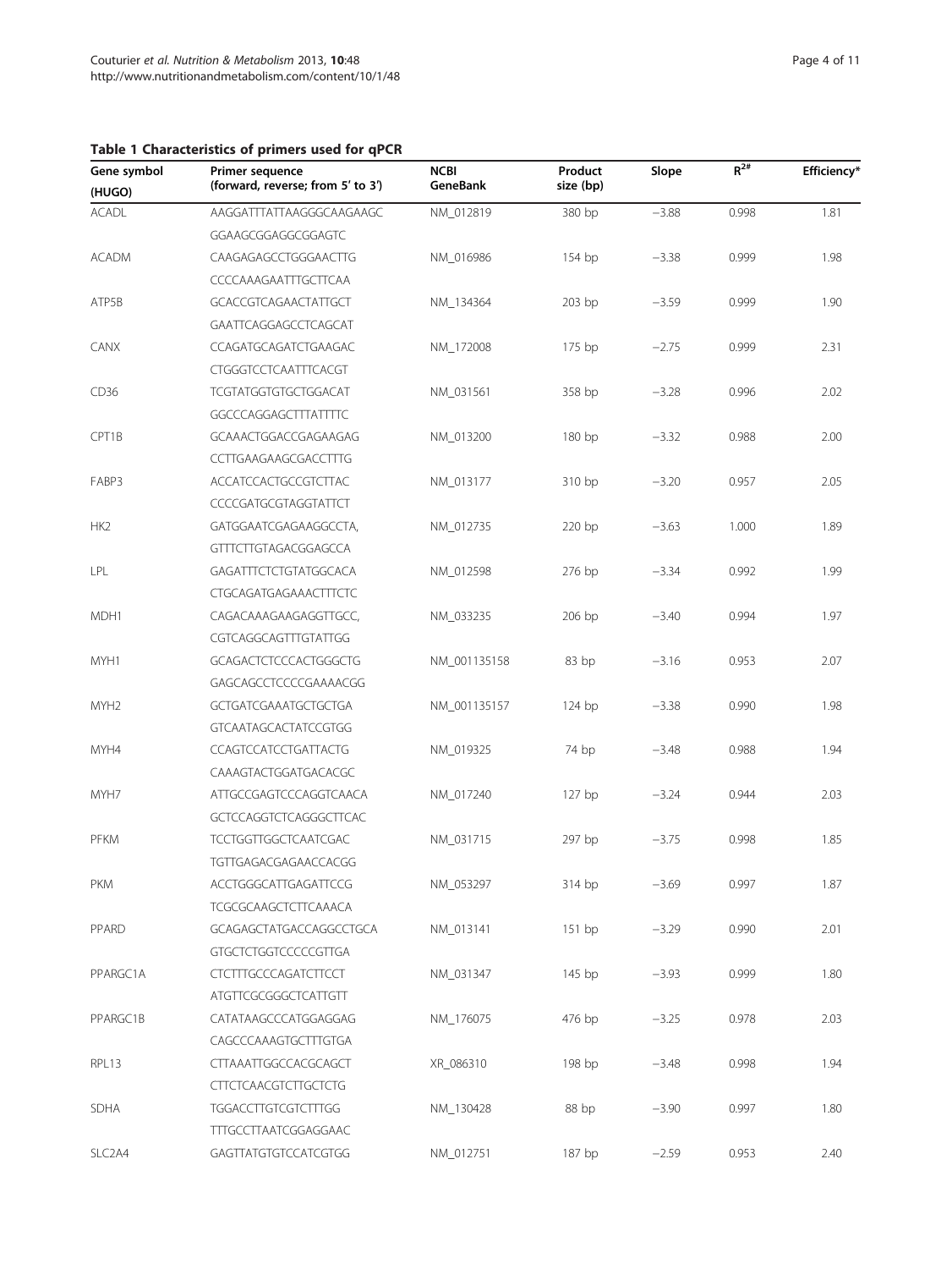**Table 1 Characteristics of primers used for qPCR**

| Gene symbol (HUGO) | Primer sequence (forward, reverse; from 5′ to 3′) | NCBI GeneBank | Product size (bp) | Slope | $R^{2\#}$ | Efficiency* |
|---|---|---|---|---|---|---|
| ACADL | AAGGATTTATTAAGGGCAAGAAGC | NM_012819 | 380 bp | −3.88 | 0.998 | 1.81 |
| | GGAAGCGGAGGCGGAGTC | | | | | |
| ACADM | CAAGAGAGCCTGGGAACTTG | NM_016986 | 154 bp | −3.38 | 0.999 | 1.98 |
| | CCCCAAAGAATTTGCTTCAA | | | | | |
| ATP5B | GCACCGTCAGAACTATTGCT | NM_134364 | 203 bp | −3.59 | 0.999 | 1.90 |
| | GAATTCAGGAGCCTCAGCAT | | | | | |
| CANX | CCAGATGCAGATCTGAAGAC | NM_172008 | 175 bp | −2.75 | 0.999 | 2.31 |
| | CTGGGTCCTCAATTTCACGT | | | | | |
| CD36 | TCGTATGGTGTGCTGGACAT | NM_031561 | 358 bp | −3.28 | 0.996 | 2.02 |
| | GGCCCAGGAGCTTTATTTTC | | | | | |
| CPT1B | GCAAACTGGACCGAGAAGAG | NM_013200 | 180 bp | −3.32 | 0.988 | 2.00 |
| | CCTTGAAGAAGCGACCTTTG | | | | | |
| FABP3 | ACCATCCACTGCCGTCTTAC | NM_013177 | 310 bp | −3.20 | 0.957 | 2.05 |
| | CCCCGATGCGTAGGTATTCT | | | | | |
| HK2 | GATGGAATCGAGAAGGCCTA, | NM_012735 | 220 bp | −3.63 | 1.000 | 1.89 |
| | GTTTCTTGTAGACGGAGCCA | | | | | |
| LPL | GAGATTTCTCTGTATGGCACA | NM_012598 | 276 bp | −3.34 | 0.992 | 1.99 |
| | CTGCAGATGAGAAACTTTCTC | | | | | |
| MDH1 | CAGACAAAGAAGAGGTTGCC, | NM_033235 | 206 bp | −3.40 | 0.994 | 1.97 |
| | CGTCAGGCAGTTTGTATTGG | | | | | |
| MYH1 | GCAGACTCTCCCACTGGGCTG | NM_001135158 | 83 bp | −3.16 | 0.953 | 2.07 |
| | GAGCAGCCTCCCCGAAAACGG | | | | | |
| MYH2 | GCTGATCGAAATGCTGCTGA | NM_001135157 | 124 bp | −3.38 | 0.990 | 1.98 |
| | GTCAATAGCACTATCCGTGG | | | | | |
| MYH4 | CCAGTCCATCCTGATTACTG | NM_019325 | 74 bp | −3.48 | 0.988 | 1.94 |
| | CAAAGTACTGGATGACACGC | | | | | |
| MYH7 | ATTGCCGAGTCCCAGGTCAACA | NM_017240 | 127 bp | −3.24 | 0.944 | 2.03 |
| | GCTCCAGGTCTCAGGGCTTCAC | | | | | |
| PFKM | TCCTGGTTGGCTCAATCGAC | NM_031715 | 297 bp | −3.75 | 0.998 | 1.85 |
| | TGTTGAGACGAGAACCACGG | | | | | |
| PKM | ACCTGGGCATTGAGATTCCG | NM_053297 | 314 bp | −3.69 | 0.997 | 1.87 |
| | TCGCGCAAGCTCTTCAAACA | | | | | |
| PPARD | GCAGAGCTATGACCAGGCCTGCA | NM_013141 | 151 bp | −3.29 | 0.990 | 2.01 |
| | GTGCTCTGGTCCCCCGTTGA | | | | | |
| PPARGC1A | CTCTTTGCCCAGATCTTCCT | NM_031347 | 145 bp | −3.93 | 0.999 | 1.80 |
| | ATGTTCGCGGGCTCATTGTT | | | | | |
| PPARGC1B | CATATAAGCCCATGGAGGAG | NM_176075 | 476 bp | −3.25 | 0.978 | 2.03 |
| | CAGCCCAAAGTGCTTTGTGA | | | | | |
| RPL13 | CTTAAATTGGCCACGCAGCT | XR_086310 | 198 bp | −3.48 | 0.998 | 1.94 |
| | CTTCTCAACGTCTTGCTCTG | | | | | |
| SDHA | TGGACCTTGTCGTCTTTGG | NM_130428 | 88 bp | −3.90 | 0.997 | 1.80 |
| | TTTGCCTTAATCGGAGGAAC | | | | | |
| SLC2A4 | GAGTTATGTGTCCATCGTGG | NM_012751 | 187 bp | −2.59 | 0.953 | 2.40 |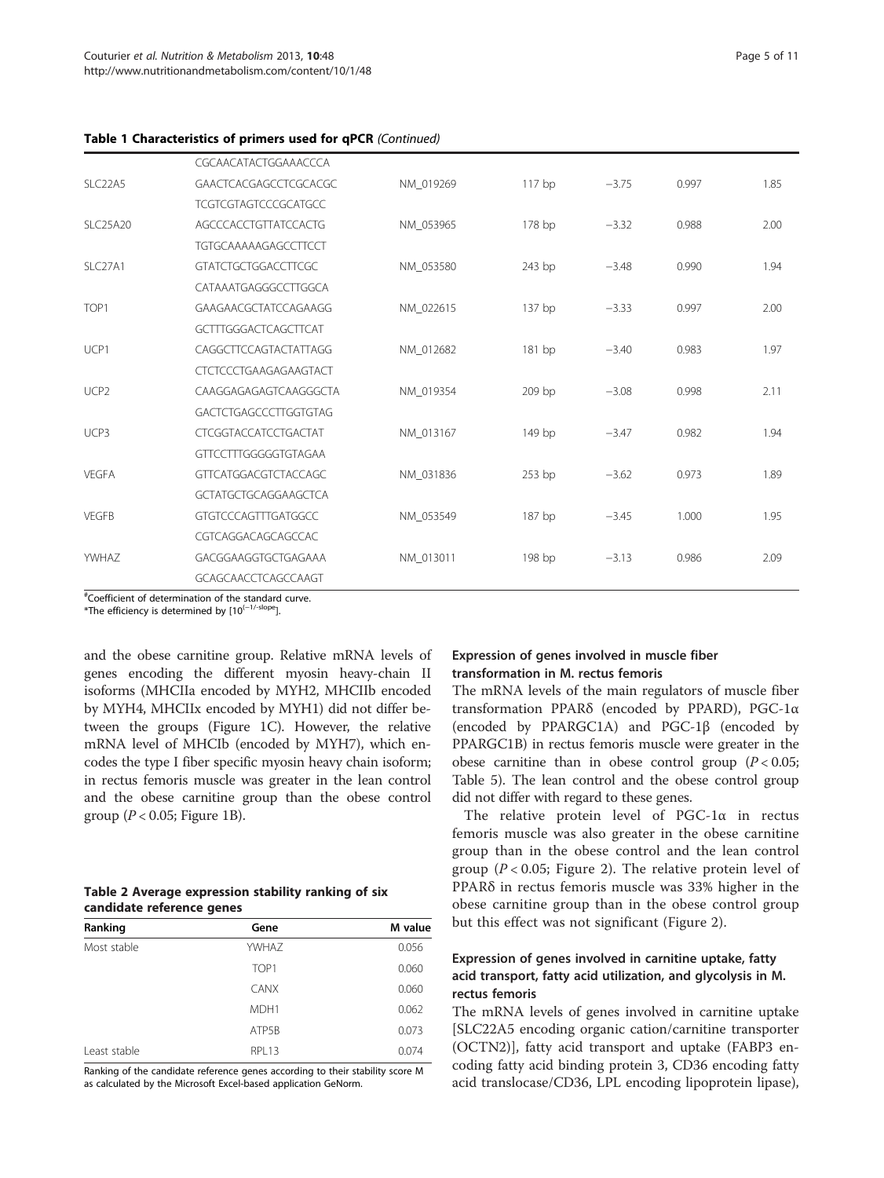**Table 1 Characteristics of primers used for qPCR** *(Continued)*

| | | | | | | |
|---|---|---|---|---|---|---|
| | CGCAACATACTGGAAACCCA | | | | | |
| SLC22A5 | GAACTCACGAGCCTCGCACGC | NM_019269 | 117 bp | −3.75 | 0.997 | 1.85 |
| | TCGTCGTAGTCCCGCATGCC | | | | | |
| SLC25A20 | AGCCCACCTGTTATCCACTG | NM_053965 | 178 bp | −3.32 | 0.988 | 2.00 |
| | TGTGCAAAAAGAGCCTTCCT | | | | | |
| SLC27A1 | GTATCTGCTGGACCTTCGC | NM_053580 | 243 bp | −3.48 | 0.990 | 1.94 |
| | CATAAATGAGGGCCTTGGCA | | | | | |
| TOP1 | GAAGAACGCTATCCAGAAGG | NM_022615 | 137 bp | −3.33 | 0.997 | 2.00 |
| | GCTTTGGGACTCAGCTTCAT | | | | | |
| UCP1 | CAGGCTTCCAGTACTATTAGG | NM_012682 | 181 bp | −3.40 | 0.983 | 1.97 |
| | CTCTCCCTGAAGAGAAGTACT | | | | | |
| UCP2 | CAAGGAGAGAGTCAAGGGCTA | NM_019354 | 209 bp | −3.08 | 0.998 | 2.11 |
| | GACTCTGAGCCCTTGGTGTAG | | | | | |
| UCP3 | CTCGGTACCATCCTGACTAT | NM_013167 | 149 bp | −3.47 | 0.982 | 1.94 |
| | GTTCCTTTGGGGGTGTAGAA | | | | | |
| VEGFA | GTTCATGGACGTCTACCAGC | NM_031836 | 253 bp | −3.62 | 0.973 | 1.89 |
| | GCTATGCTGCAGGAAGCTCA | | | | | |
| VEGFB | GTGTCCCAGTTTGATGGCC | NM_053549 | 187 bp | −3.45 | 1.000 | 1.95 |
| | CGTCAGGACAGCAGCCAC | | | | | |
| YWHAZ | GACGGAAGGTGCTGAGAAA | NM_013011 | 198 bp | −3.13 | 0.986 | 2.09 |
| | GCAGCAACCTCAGCCAAGT | | | | | |

#Coefficient of determination of the standard curve.
*The efficiency is determined by $[10^{(-1/-\text{slope})}]$.

and the obese carnitine group. Relative mRNA levels of genes encoding the different myosin heavy-chain II isoforms (MHCIIa encoded by MYH2, MHCIIb encoded by MYH4, MHCIIx encoded by MYH1) did not differ between the groups (Figure 1C). However, the relative mRNA level of MHCIb (encoded by MYH7), which encodes the type I fiber specific myosin heavy chain isoform; in rectus femoris muscle was greater in the lean control and the obese carnitine group than the obese control group ($P < 0.05$; Figure 1B).

**Table 2 Average expression stability ranking of six candidate reference genes**

| Ranking | Gene | M value |
|---|---|---|
| Most stable | YWHAZ | 0.056 |
| | TOP1 | 0.060 |
| | CANX | 0.060 |
| | MDH1 | 0.062 |
| | ATP5B | 0.073 |
| Least stable | RPL13 | 0.074 |

Ranking of the candidate reference genes according to their stability score M as calculated by the Microsoft Excel-based application GeNorm.

### Expression of genes involved in muscle fiber transformation in M. rectus femoris

The mRNA levels of the main regulators of muscle fiber transformation PPARδ (encoded by PPARD), PGC-1α (encoded by PPARGC1A) and PGC-1β (encoded by PPARGC1B) in rectus femoris muscle were greater in the obese carnitine than in obese control group ($P < 0.05$; Table 5). The lean control and the obese control group did not differ with regard to these genes.

The relative protein level of PGC-1α in rectus femoris muscle was also greater in the obese carnitine group than in the obese control and the lean control group ($P < 0.05$; Figure 2). The relative protein level of PPARδ in rectus femoris muscle was 33% higher in the obese carnitine group than in the obese control group but this effect was not significant (Figure 2).

### Expression of genes involved in carnitine uptake, fatty acid transport, fatty acid utilization, and glycolysis in M. rectus femoris

The mRNA levels of genes involved in carnitine uptake [SLC22A5 encoding organic cation/carnitine transporter (OCTN2)], fatty acid transport and uptake (FABP3 encoding fatty acid binding protein 3, CD36 encoding fatty acid translocase/CD36, LPL encoding lipoprotein lipase),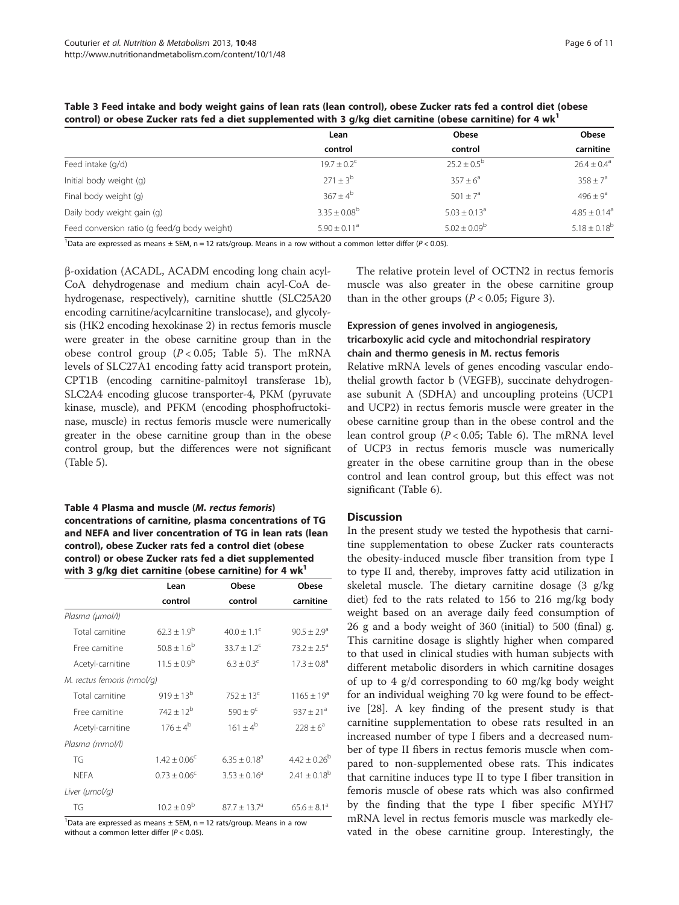**Table 3 Feed intake and body weight gains of lean rats (lean control), obese Zucker rats fed a control diet (obese control) or obese Zucker rats fed a diet supplemented with 3 g/kg diet carnitine (obese carnitine) for 4 wk[1]**

| | Lean control | Obese control | Obese carnitine |
|---|---|---|---|
| Feed intake (g/d) | $19.7 \pm 0.2^{c}$ | $25.2 \pm 0.5^{b}$ | $26.4 \pm 0.4^{a}$ |
| Initial body weight (g) | $271 \pm 3^{b}$ | $357 \pm 6^{a}$ | $358 \pm 7^{a}$ |
| Final body weight (g) | $367 \pm 4^{b}$ | $501 \pm 7^{a}$ | $496 \pm 9^{a}$ |
| Daily body weight gain (g) | $3.35 \pm 0.08^{b}$ | $5.03 \pm 0.13^{a}$ | $4.85 \pm 0.14^{a}$ |
| Feed conversion ratio (g feed/g body weight) | $5.90 \pm 0.11^{a}$ | $5.02 \pm 0.09^{b}$ | $5.18 \pm 0.18^{b}$ |

[1]Data are expressed as means ± SEM, n = 12 rats/group. Means in a row without a common letter differ ($P < 0.05$).

β-oxidation (ACADL, ACADM encoding long chain acyl-CoA dehydrogenase and medium chain acyl-CoA dehydrogenase, respectively), carnitine shuttle (SLC25A20 encoding carnitine/acylcarnitine translocase), and glycolysis (HK2 encoding hexokinase 2) in rectus femoris muscle were greater in the obese carnitine group than in the obese control group ($P < 0.05$; Table 5). The mRNA levels of SLC27A1 encoding fatty acid transport protein, CPT1B (encoding carnitine-palmitoyl transferase 1b), SLC2A4 encoding glucose transporter-4, PKM (pyruvate kinase, muscle), and PFKM (encoding phosphofructokinase, muscle) in rectus femoris muscle were numerically greater in the obese carnitine group than in the obese control group, but the differences were not significant (Table 5).

**Table 4 Plasma and muscle (*M. rectus femoris*) concentrations of carnitine, plasma concentrations of TG and NEFA and liver concentration of TG in lean rats (lean control), obese Zucker rats fed a control diet (obese control) or obese Zucker rats fed a diet supplemented with 3 g/kg diet carnitine (obese carnitine) for 4 wk[1]**

| | Lean control | Obese control | Obese carnitine |
|---|---|---|---|
| *Plasma (μmol/l)* | | | |
| Total carnitine | $62.3 \pm 1.9^{b}$ | $40.0 \pm 1.1^{c}$ | $90.5 \pm 2.9^{a}$ |
| Free carnitine | $50.8 \pm 1.6^{b}$ | $33.7 \pm 1.2^{c}$ | $73.2 \pm 2.5^{a}$ |
| Acetyl-carnitine | $11.5 \pm 0.9^{b}$ | $6.3 \pm 0.3^{c}$ | $17.3 \pm 0.8^{a}$ |
| *M. rectus femoris (nmol/g)* | | | |
| Total carnitine | $919 \pm 13^{b}$ | $752 \pm 13^{c}$ | $1165 \pm 19^{a}$ |
| Free carnitine | $742 \pm 12^{b}$ | $590 \pm 9^{c}$ | $937 \pm 21^{a}$ |
| Acetyl-carnitine | $176 \pm 4^{b}$ | $161 \pm 4^{b}$ | $228 \pm 6^{a}$ |
| *Plasma (mmol/l)* | | | |
| TG | $1.42 \pm 0.06^{c}$ | $6.35 \pm 0.18^{a}$ | $4.42 \pm 0.26^{b}$ |
| NEFA | $0.73 \pm 0.06^{c}$ | $3.53 \pm 0.16^{a}$ | $2.41 \pm 0.18^{b}$ |
| *Liver (μmol/g)* | | | |
| TG | $10.2 \pm 0.9^{b}$ | $87.7 \pm 13.7^{a}$ | $65.6 \pm 8.1^{a}$ |

[1]Data are expressed as means ± SEM, n = 12 rats/group. Means in a row without a common letter differ ($P < 0.05$).

The relative protein level of OCTN2 in rectus femoris muscle was also greater in the obese carnitine group than in the other groups ($P < 0.05$; Figure 3).

### Expression of genes involved in angiogenesis, tricarboxylic acid cycle and mitochondrial respiratory chain and thermo genesis in M. rectus femoris

Relative mRNA levels of genes encoding vascular endothelial growth factor b (VEGFB), succinate dehydrogenase subunit A (SDHA) and uncoupling proteins (UCP1 and UCP2) in rectus femoris muscle were greater in the obese carnitine group than in the obese control and the lean control group ($P < 0.05$; Table 6). The mRNA level of UCP3 in rectus femoris muscle was numerically greater in the obese carnitine group than in the obese control and lean control group, but this effect was not significant (Table 6).

## Discussion

In the present study we tested the hypothesis that carnitine supplementation to obese Zucker rats counteracts the obesity-induced muscle fiber transition from type I to type II and, thereby, improves fatty acid utilization in skeletal muscle. The dietary carnitine dosage (3 g/kg diet) fed to the rats related to 156 to 216 mg/kg body weight based on an average daily feed consumption of 26 g and a body weight of 360 (initial) to 500 (final) g. This carnitine dosage is slightly higher when compared to that used in clinical studies with human subjects with different metabolic disorders in which carnitine dosages of up to 4 g/d corresponding to 60 mg/kg body weight for an individual weighing 70 kg were found to be effective [28]. A key finding of the present study is that carnitine supplementation to obese rats resulted in an increased number of type I fibers and a decreased number of type II fibers in rectus femoris muscle when compared to non-supplemented obese rats. This indicates that carnitine induces type II to type I fiber transition in femoris muscle of obese rats which was also confirmed by the finding that the type I fiber specific MYH7 mRNA level in rectus femoris muscle was markedly elevated in the obese carnitine group. Interestingly, the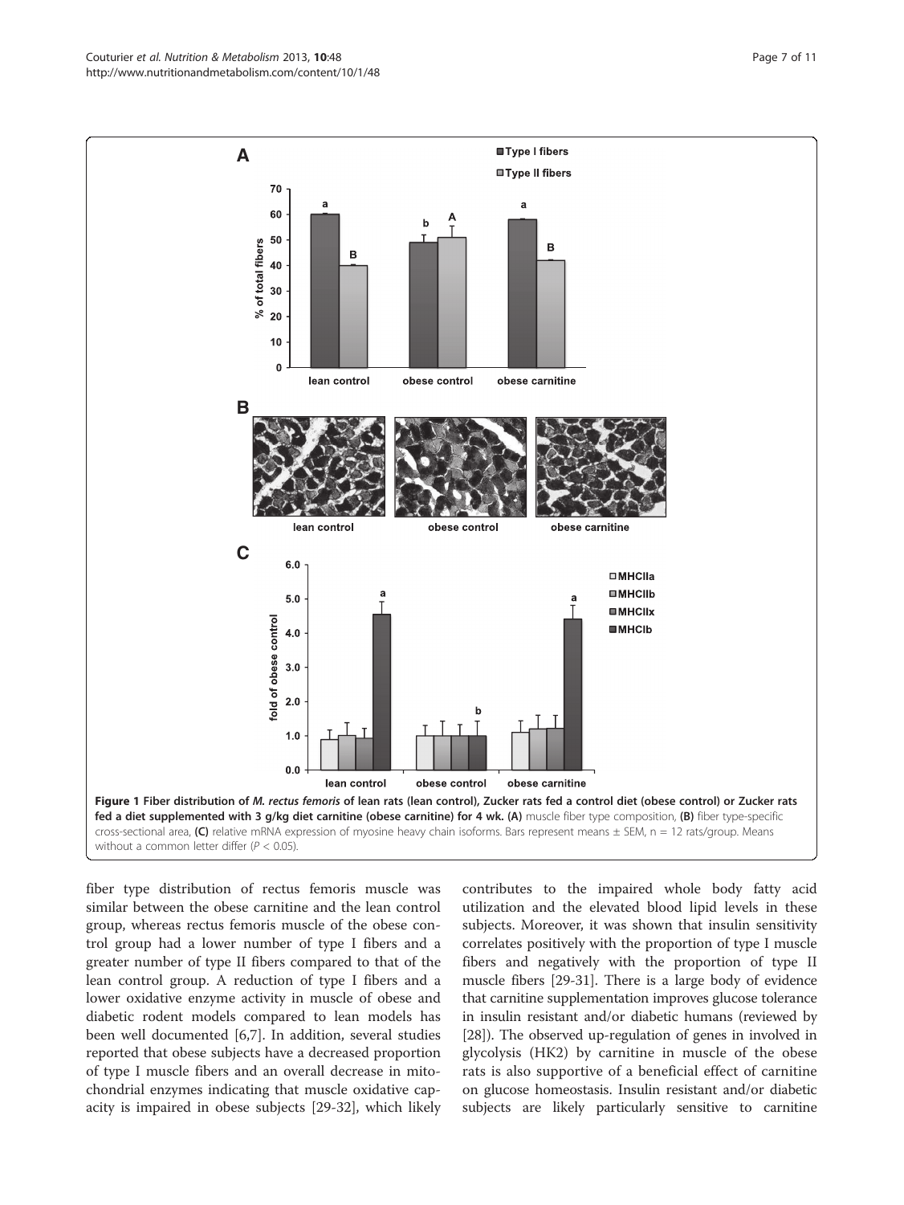**Figure 1 Fiber distribution of *M. rectus femoris* of lean rats (lean control), Zucker rats fed a control diet (obese control) or Zucker rats fed a diet supplemented with 3 g/kg diet carnitine (obese carnitine) for 4 wk. (A)** muscle fiber type composition, **(B)** fiber type-specific cross-sectional area, **(C)** relative mRNA expression of myosine heavy chain isoforms. Bars represent means ± SEM, n = 12 rats/group. Means without a common letter differ ($P < 0.05$).

fiber type distribution of rectus femoris muscle was similar between the obese carnitine and the lean control group, whereas rectus femoris muscle of the obese control group had a lower number of type I fibers and a greater number of type II fibers compared to that of the lean control group. A reduction of type I fibers and a lower oxidative enzyme activity in muscle of obese and diabetic rodent models compared to lean models has been well documented [6,7]. In addition, several studies reported that obese subjects have a decreased proportion of type I muscle fibers and an overall decrease in mitochondrial enzymes indicating that muscle oxidative capacity is impaired in obese subjects [29-32], which likely contributes to the impaired whole body fatty acid utilization and the elevated blood lipid levels in these subjects. Moreover, it was shown that insulin sensitivity correlates positively with the proportion of type I muscle fibers and negatively with the proportion of type II muscle fibers [29-31]. There is a large body of evidence that carnitine supplementation improves glucose tolerance in insulin resistant and/or diabetic humans (reviewed by [28]). The observed up-regulation of genes in involved in glycolysis (HK2) by carnitine in muscle of the obese rats is also supportive of a beneficial effect of carnitine on glucose homeostasis. Insulin resistant and/or diabetic subjects are likely particularly sensitive to carnitine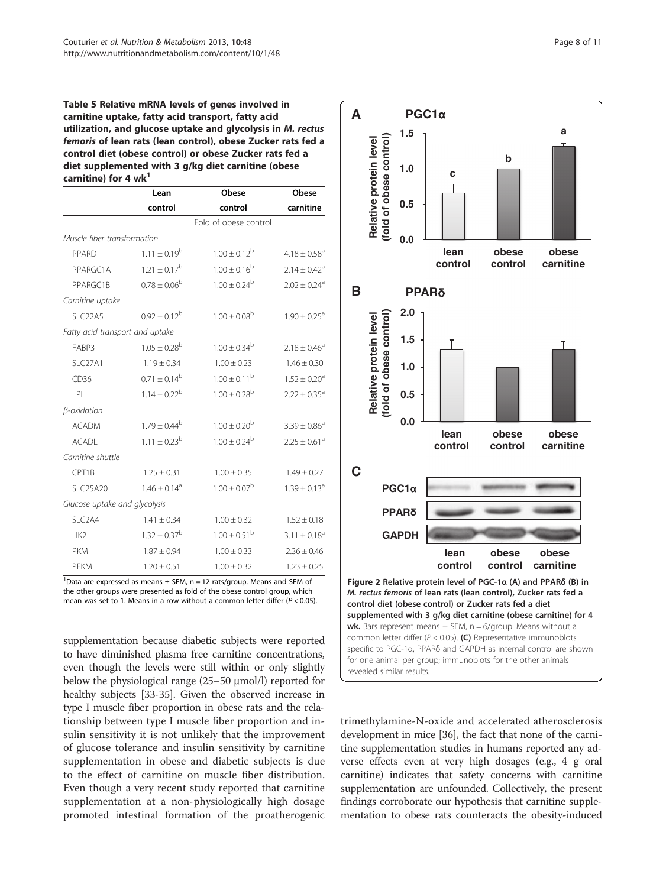**Table 5 Relative mRNA levels of genes involved in carnitine uptake, fatty acid transport, fatty acid utilization, and glucose uptake and glycolysis in *M. rectus femoris* of lean rats (lean control), obese Zucker rats fed a control diet (obese control) or obese Zucker rats fed a diet supplemented with 3 g/kg diet carnitine (obese carnitine) for 4 wk[1]**

| | Lean control | Obese control | Obese carnitine |
|---|---|---|---|
| | Fold of obese control | | |
| *Muscle fiber transformation* | | | |
| PPARD | 1.11 ± 0.19[b] | 1.00 ± 0.12[b] | 4.18 ± 0.58[a] |
| PPARGC1A | 1.21 ± 0.17[b] | 1.00 ± 0.16[b] | 2.14 ± 0.42[a] |
| PPARGC1B | 0.78 ± 0.06[b] | 1.00 ± 0.24[b] | 2.02 ± 0.24[a] |
| *Carnitine uptake* | | | |
| SLC22A5 | 0.92 ± 0.12[b] | 1.00 ± 0.08[b] | 1.90 ± 0.25[a] |
| *Fatty acid transport and uptake* | | | |
| FABP3 | 1.05 ± 0.28[b] | 1.00 ± 0.34[b] | 2.18 ± 0.46[a] |
| SLC27A1 | 1.19 ± 0.34 | 1.00 ± 0.23 | 1.46 ± 0.30 |
| CD36 | 0.71 ± 0.14[b] | 1.00 ± 0.11[b] | 1.52 ± 0.20[a] |
| LPL | 1.14 ± 0.22[b] | 1.00 ± 0.28[b] | 2.22 ± 0.35[a] |
| *β-oxidation* | | | |
| ACADM | 1.79 ± 0.44[b] | 1.00 ± 0.20[b] | 3.39 ± 0.86[a] |
| ACADL | 1.11 ± 0.23[b] | 1.00 ± 0.24[b] | 2.25 ± 0.61[a] |
| *Carnitine shuttle* | | | |
| CPT1B | 1.25 ± 0.31 | 1.00 ± 0.35 | 1.49 ± 0.27 |
| SLC25A20 | 1.46 ± 0.14[a] | 1.00 ± 0.07[b] | 1.39 ± 0.13[a] |
| *Glucose uptake and glycolysis* | | | |
| SLC2A4 | 1.41 ± 0.34 | 1.00 ± 0.32 | 1.52 ± 0.18 |
| HK2 | 1.32 ± 0.37[b] | 1.00 ± 0.51[b] | 3.11 ± 0.18[a] |
| PKM | 1.87 ± 0.94 | 1.00 ± 0.33 | 2.36 ± 0.46 |
| PFKM | 1.20 ± 0.51 | 1.00 ± 0.32 | 1.23 ± 0.25 |

[1]Data are expressed as means ± SEM, n = 12 rats/group. Means and SEM of the other groups were presented as fold of the obese control group, which mean was set to 1. Means in a row without a common letter differ ($P < 0.05$).

**Figure 2 Relative protein level of PGC-1α (A) and PPARδ (B) in *M. rectus femoris* of lean rats (lean control), Zucker rats fed a control diet (obese control) or Zucker rats fed a diet supplemented with 3 g/kg diet carnitine (obese carnitine) for 4 wk.** Bars represent means ± SEM, n = 6/group. Means without a common letter differ ($P < 0.05$). **(C)** Representative immunoblots specific to PGC-1α, PPARδ and GAPDH as internal control are shown for one animal per group; immunoblots for the other animals revealed similar results.

supplementation because diabetic subjects were reported to have diminished plasma free carnitine concentrations, even though the levels were still within or only slightly below the physiological range (25–50 μmol/l) reported for healthy subjects [33-35]. Given the observed increase in type I muscle fiber proportion in obese rats and the relationship between type I muscle fiber proportion and insulin sensitivity it is not unlikely that the improvement of glucose tolerance and insulin sensitivity by carnitine supplementation in obese and diabetic subjects is due to the effect of carnitine on muscle fiber distribution. Even though a very recent study reported that carnitine supplementation at a non-physiologically high dosage promoted intestinal formation of the proatherogenic trimethylamine-N-oxide and accelerated atherosclerosis development in mice [36], the fact that none of the carnitine supplementation studies in humans reported any adverse effects even at very high dosages (e.g., 4 g oral carnitine) indicates that safety concerns with carnitine supplementation are unfounded. Collectively, the present findings corroborate our hypothesis that carnitine supplementation to obese rats counteracts the obesity-induced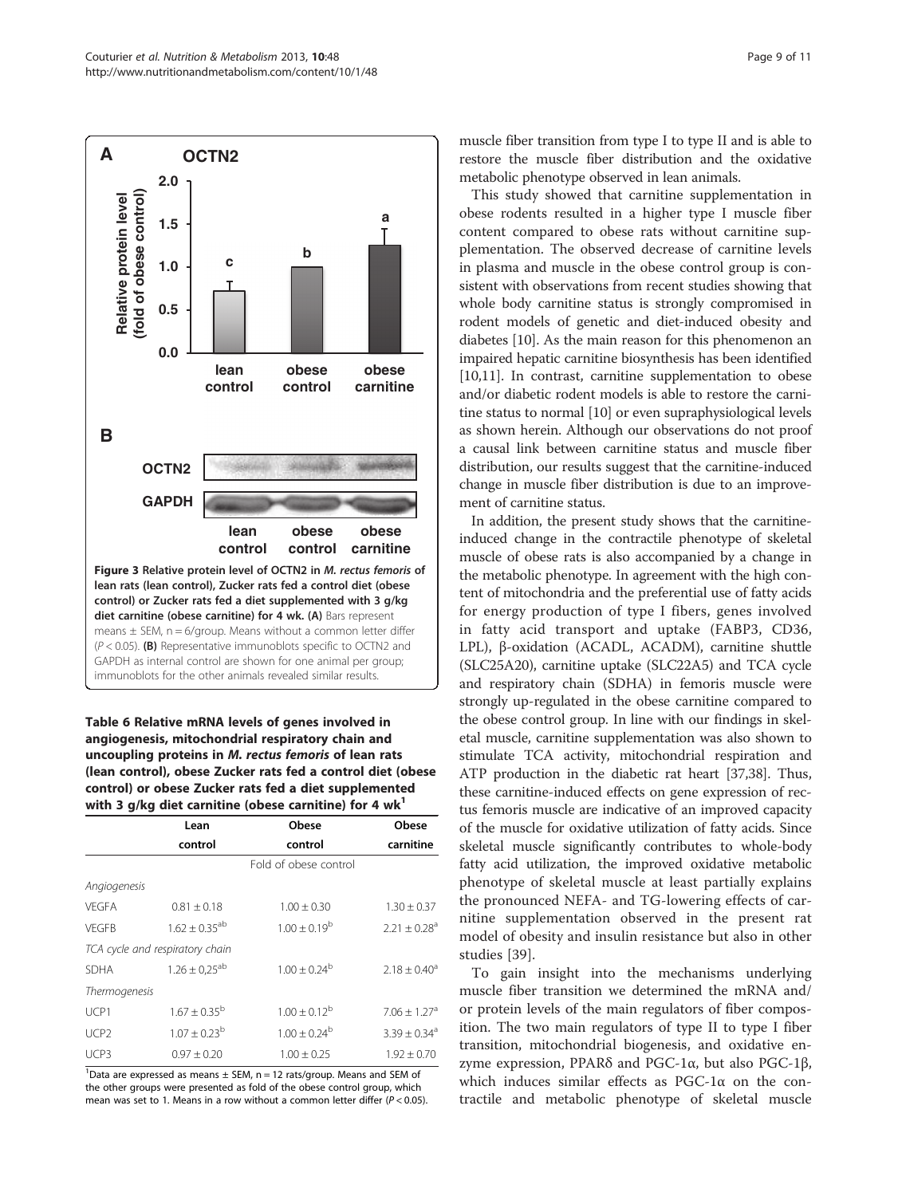**Figure 3 Relative protein level of OCTN2 in *M. rectus femoris* of lean rats (lean control), Zucker rats fed a control diet (obese control) or Zucker rats fed a diet supplemented with 3 g/kg diet carnitine (obese carnitine) for 4 wk.** (**A**) Bars represent means ± SEM, n = 6/group. Means without a common letter differ ($P < 0.05$). (**B**) Representative immunoblots specific to OCTN2 and GAPDH as internal control are shown for one animal per group; immunoblots for the other animals revealed similar results.

**Table 6 Relative mRNA levels of genes involved in angiogenesis, mitochondrial respiratory chain and uncoupling proteins in *M. rectus femoris* of lean rats (lean control), obese Zucker rats fed a control diet (obese control) or obese Zucker rats fed a diet supplemented with 3 g/kg diet carnitine (obese carnitine) for 4 wk[1]**

| | Lean control | Obese control | Obese carnitine |
|---|---|---|---|
| | | Fold of obese control | |
| *Angiogenesis* | | | |
| VEGFA | 0.81 ± 0.18 | 1.00 ± 0.30 | 1.30 ± 0.37 |
| VEGFB | 1.62 ± 0.35[ab] | 1.00 ± 0.19[b] | 2.21 ± 0.28[a] |
| *TCA cycle and respiratory chain* | | | |
| SDHA | 1.26 ± 0,25[ab] | 1.00 ± 0.24[b] | 2.18 ± 0.40[a] |
| *Thermogenesis* | | | |
| UCP1 | 1.67 ± 0.35[b] | 1.00 ± 0.12[b] | 7.06 ± 1.27[a] |
| UCP2 | 1.07 ± 0.23[b] | 1.00 ± 0.24[b] | 3.39 ± 0.34[a] |
| UCP3 | 0.97 ± 0.20 | 1.00 ± 0.25 | 1.92 ± 0.70 |

[1]Data are expressed as means ± SEM, n = 12 rats/group. Means and SEM of the other groups were presented as fold of the obese control group, which mean was set to 1. Means in a row without a common letter differ ($P < 0.05$).

muscle fiber transition from type I to type II and is able to restore the muscle fiber distribution and the oxidative metabolic phenotype observed in lean animals.

This study showed that carnitine supplementation in obese rodents resulted in a higher type I muscle fiber content compared to obese rats without carnitine supplementation. The observed decrease of carnitine levels in plasma and muscle in the obese control group is consistent with observations from recent studies showing that whole body carnitine status is strongly compromised in rodent models of genetic and diet-induced obesity and diabetes [10]. As the main reason for this phenomenon an impaired hepatic carnitine biosynthesis has been identified [10,11]. In contrast, carnitine supplementation to obese and/or diabetic rodent models is able to restore the carnitine status to normal [10] or even supraphysiological levels as shown herein. Although our observations do not proof a causal link between carnitine status and muscle fiber distribution, our results suggest that the carnitine-induced change in muscle fiber distribution is due to an improvement of carnitine status.

In addition, the present study shows that the carnitine-induced change in the contractile phenotype of skeletal muscle of obese rats is also accompanied by a change in the metabolic phenotype. In agreement with the high content of mitochondria and the preferential use of fatty acids for energy production of type I fibers, genes involved in fatty acid transport and uptake (FABP3, CD36, LPL), β-oxidation (ACADL, ACADM), carnitine shuttle (SLC25A20), carnitine uptake (SLC22A5) and TCA cycle and respiratory chain (SDHA) in femoris muscle were strongly up-regulated in the obese carnitine compared to the obese control group. In line with our findings in skeletal muscle, carnitine supplementation was also shown to stimulate TCA activity, mitochondrial respiration and ATP production in the diabetic rat heart [37,38]. Thus, these carnitine-induced effects on gene expression of rectus femoris muscle are indicative of an improved capacity of the muscle for oxidative utilization of fatty acids. Since skeletal muscle significantly contributes to whole-body fatty acid utilization, the improved oxidative metabolic phenotype of skeletal muscle at least partially explains the pronounced NEFA- and TG-lowering effects of carnitine supplementation observed in the present rat model of obesity and insulin resistance but also in other studies [39].

To gain insight into the mechanisms underlying muscle fiber transition we determined the mRNA and/or protein levels of the main regulators of fiber composition. The two main regulators of type II to type I fiber transition, mitochondrial biogenesis, and oxidative enzyme expression, PPARδ and PGC-1α, but also PGC-1β, which induces similar effects as PGC-1α on the contractile and metabolic phenotype of skeletal muscle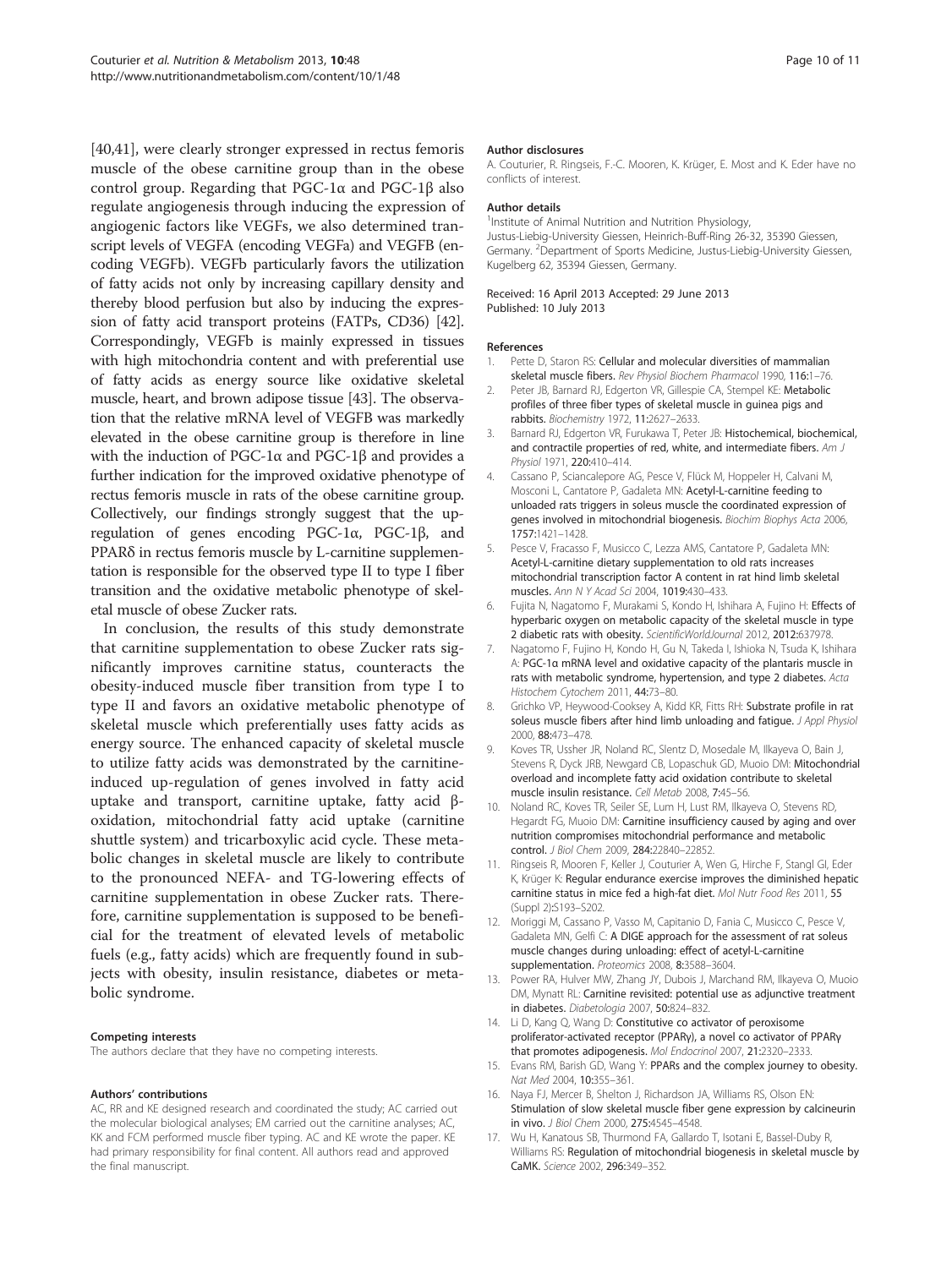[40,41], were clearly stronger expressed in rectus femoris muscle of the obese carnitine group than in the obese control group. Regarding that PGC-1α and PGC-1β also regulate angiogenesis through inducing the expression of angiogenic factors like VEGFs, we also determined transcript levels of VEGFA (encoding VEGFa) and VEGFB (encoding VEGFb). VEGFb particularly favors the utilization of fatty acids not only by increasing capillary density and thereby blood perfusion but also by inducing the expression of fatty acid transport proteins (FATPs, CD36) [42]. Correspondingly, VEGFb is mainly expressed in tissues with high mitochondria content and with preferential use of fatty acids as energy source like oxidative skeletal muscle, heart, and brown adipose tissue [43]. The observation that the relative mRNA level of VEGFB was markedly elevated in the obese carnitine group is therefore in line with the induction of PGC-1α and PGC-1β and provides a further indication for the improved oxidative phenotype of rectus femoris muscle in rats of the obese carnitine group. Collectively, our findings strongly suggest that the up-regulation of genes encoding PGC-1α, PGC-1β, and PPARδ in rectus femoris muscle by L-carnitine supplementation is responsible for the observed type II to type I fiber transition and the oxidative metabolic phenotype of skeletal muscle of obese Zucker rats.

In conclusion, the results of this study demonstrate that carnitine supplementation to obese Zucker rats significantly improves carnitine status, counteracts the obesity-induced muscle fiber transition from type I to type II and favors an oxidative metabolic phenotype of skeletal muscle which preferentially uses fatty acids as energy source. The enhanced capacity of skeletal muscle to utilize fatty acids was demonstrated by the carnitine-induced up-regulation of genes involved in fatty acid uptake and transport, carnitine uptake, fatty acid β-oxidation, mitochondrial fatty acid uptake (carnitine shuttle system) and tricarboxylic acid cycle. These metabolic changes in skeletal muscle are likely to contribute to the pronounced NEFA- and TG-lowering effects of carnitine supplementation in obese Zucker rats. Therefore, carnitine supplementation is supposed to be beneficial for the treatment of elevated levels of metabolic fuels (e.g., fatty acids) which are frequently found in subjects with obesity, insulin resistance, diabetes or metabolic syndrome.

#### Competing interests
The authors declare that they have no competing interests.

#### Authors' contributions
AC, RR and KE designed research and coordinated the study; AC carried out the molecular biological analyses; EM carried out the carnitine analyses; AC, KK and FCM performed muscle fiber typing. AC and KE wrote the paper. KE had primary responsibility for final content. All authors read and approved the final manuscript.

#### Author disclosures
A. Couturier, R. Ringseis, F.-C. Mooren, K. Krüger, E. Most and K. Eder have no conflicts of interest.

#### Author details
[1]Institute of Animal Nutrition and Nutrition Physiology, Justus-Liebig-University Giessen, Heinrich-Buff-Ring 26-32, 35390 Giessen, Germany. [2]Department of Sports Medicine, Justus-Liebig-University Giessen, Kugelberg 62, 35394 Giessen, Germany.

Received: 16 April 2013 Accepted: 29 June 2013
Published: 10 July 2013

#### References
1. Pette D, Staron RS: **Cellular and molecular diversities of mammalian skeletal muscle fibers.** *Rev Physiol Biochem Pharmacol* 1990, **116**:1–76.
2. Peter JB, Barnard RJ, Edgerton VR, Gillespie CA, Stempel KE: **Metabolic profiles of three fiber types of skeletal muscle in guinea pigs and rabbits.** *Biochemistry* 1972, **11**:2627–2633.
3. Barnard RJ, Edgerton VR, Furukawa T, Peter JB: **Histochemical, biochemical, and contractile properties of red, white, and intermediate fibers.** *Am J Physiol* 1971, **220**:410–414.
4. Cassano P, Sciancalepore AG, Pesce V, Flück M, Hoppeler H, Calvani M, Mosconi L, Cantatore P, Gadaleta MN: **Acetyl-L-carnitine feeding to unloaded rats triggers in soleus muscle the coordinated expression of genes involved in mitochondrial biogenesis.** *Biochim Biophys Acta* 2006, **1757**:1421–1428.
5. Pesce V, Fracasso F, Musicco C, Lezza AMS, Cantatore P, Gadaleta MN: **Acetyl-L-carnitine dietary supplementation to old rats increases mitochondrial transcription factor A content in rat hind limb skeletal muscles.** *Ann N Y Acad Sci* 2004, **1019**:430–433.
6. Fujita N, Nagatomo F, Murakami S, Kondo H, Ishihara A, Fujino H: **Effects of hyperbaric oxygen on metabolic capacity of the skeletal muscle in type 2 diabetic rats with obesity.** *ScientificWorldJournal* 2012, **2012**:637978.
7. Nagatomo F, Fujino H, Kondo H, Gu N, Takeda I, Ishioka N, Tsuda K, Ishihara A: **PGC-1α mRNA level and oxidative capacity of the plantaris muscle in rats with metabolic syndrome, hypertension, and type 2 diabetes.** *Acta Histochem Cytochem* 2011, **44**:73–80.
8. Grichko VP, Heywood-Cooksey A, Kidd KR, Fitts RH: **Substrate profile in rat soleus muscle fibers after hind limb unloading and fatigue.** *J Appl Physiol* 2000, **88**:473–478.
9. Koves TR, Ussher JR, Noland RC, Slentz D, Mosedale M, Ilkayeva O, Bain J, Stevens R, Dyck JRB, Newgard CB, Lopaschuk GD, Muoio DM: **Mitochondrial overload and incomplete fatty acid oxidation contribute to skeletal muscle insulin resistance.** *Cell Metab* 2008, **7**:45–56.
10. Noland RC, Koves TR, Seiler SE, Lum H, Lust RM, Ilkayeva O, Stevens RD, Hegardt FG, Muoio DM: **Carnitine insufficiency caused by aging and over nutrition compromises mitochondrial performance and metabolic control.** *J Biol Chem* 2009, **284**:22840–22852.
11. Ringseis R, Mooren F, Keller J, Couturier A, Wen G, Hirche F, Stangl GI, Eder K, Krüger K: **Regular endurance exercise improves the diminished hepatic carnitine status in mice fed a high-fat diet.** *Mol Nutr Food Res* 2011, **55** (Suppl 2):S193–S202.
12. Moriggi M, Cassano P, Vasso M, Capitanio D, Fania C, Musicco C, Pesce V, Gadaleta MN, Gelfi C: **A DIGE approach for the assessment of rat soleus muscle changes during unloading: effect of acetyl-L-carnitine supplementation.** *Proteomics* 2008, **8**:3588–3604.
13. Power RA, Hulver MW, Zhang JY, Dubois J, Marchand RM, Ilkayeva O, Muoio DM, Mynatt RL: **Carnitine revisited: potential use as adjunctive treatment in diabetes.** *Diabetologia* 2007, **50**:824–832.
14. Li D, Kang Q, Wang D: **Constitutive co activator of peroxisome proliferator-activated receptor (PPARγ), a novel co activator of PPARγ that promotes adipogenesis.** *Mol Endocrinol* 2007, **21**:2320–2333.
15. Evans RM, Barish GD, Wang Y: **PPARs and the complex journey to obesity.** *Nat Med* 2004, **10**:355–361.
16. Naya FJ, Mercer B, Shelton J, Richardson JA, Williams RS, Olson EN: **Stimulation of slow skeletal muscle fiber gene expression by calcineurin in vivo.** *J Biol Chem* 2000, **275**:4545–4548.
17. Wu H, Kanatous SB, Thurmond FA, Gallardo T, Isotani E, Bassel-Duby R, Williams RS: **Regulation of mitochondrial biogenesis in skeletal muscle by CaMK.** *Science* 2002, **296**:349–352.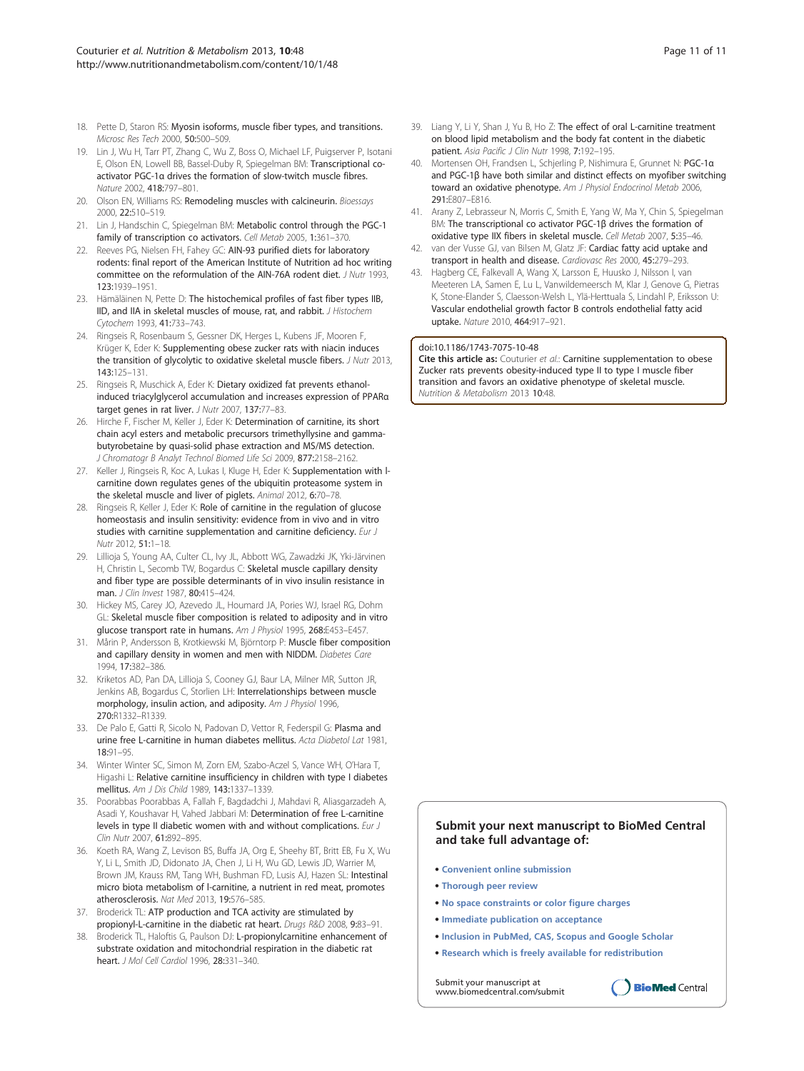18. Pette D, Staron RS: **Myosin isoforms, muscle fiber types, and transitions.** *Microsc Res Tech* 2000, **50:**500–509.
19. Lin J, Wu H, Tarr PT, Zhang C, Wu Z, Boss O, Michael LF, Puigserver P, Isotani E, Olson EN, Lowell BB, Bassel-Duby R, Spiegelman BM: **Transcriptional co-activator PGC-1α drives the formation of slow-twitch muscle fibres.** *Nature* 2002, **418:**797–801.
20. Olson EN, Williams RS: **Remodeling muscles with calcineurin.** *Bioessays* 2000, **22:**510–519.
21. Lin J, Handschin C, Spiegelman BM: **Metabolic control through the PGC-1 family of transcription co activators.** *Cell Metab* 2005, **1:**361–370.
22. Reeves PG, Nielsen FH, Fahey GC: **AIN-93 purified diets for laboratory rodents: final report of the American Institute of Nutrition ad hoc writing committee on the reformulation of the AIN-76A rodent diet.** *J Nutr* 1993, **123:**1939–1951.
23. Hämäläinen N, Pette D: **The histochemical profiles of fast fiber types IIB, IID, and IIA in skeletal muscles of mouse, rat, and rabbit.** *J Histochem Cytochem* 1993, **41:**733–743.
24. Ringseis R, Rosenbaum S, Gessner DK, Herges L, Kubens JF, Mooren F, Krüger K, Eder K: **Supplementing obese zucker rats with niacin induces the transition of glycolytic to oxidative skeletal muscle fibers.** *J Nutr* 2013, **143:**125–131.
25. Ringseis R, Muschick A, Eder K: **Dietary oxidized fat prevents ethanol-induced triacylglycerol accumulation and increases expression of PPARα target genes in rat liver.** *J Nutr* 2007, **137:**77–83.
26. Hirche F, Fischer M, Keller J, Eder K: **Determination of carnitine, its short chain acyl esters and metabolic precursors trimethyllysine and gamma-butyrobetaine by quasi-solid phase extraction and MS/MS detection.** *J Chromatogr B Analyt Technol Biomed Life Sci* 2009, **877:**2158–2162.
27. Keller J, Ringseis R, Koc A, Lukas I, Kluge H, Eder K: **Supplementation with l-carnitine down regulates genes of the ubiquitin proteasome system in the skeletal muscle and liver of piglets.** *Animal* 2012, **6:**70–78.
28. Ringseis R, Keller J, Eder K: **Role of carnitine in the regulation of glucose homeostasis and insulin sensitivity: evidence from in vivo and in vitro studies with carnitine supplementation and carnitine deficiency.** *Eur J Nutr* 2012, **51:**1–18.
29. Lillioja S, Young AA, Culter CL, Ivy JL, Abbott WG, Zawadzki JK, Yki-Järvinen H, Christin L, Secomb TW, Bogardus C: **Skeletal muscle capillary density and fiber type are possible determinants of in vivo insulin resistance in man.** *J Clin Invest* 1987, **80:**415–424.
30. Hickey MS, Carey JO, Azevedo JL, Houmard JA, Pories WJ, Israel RG, Dohm GL: **Skeletal muscle fiber composition is related to adiposity and in vitro glucose transport rate in humans.** *Am J Physiol* 1995, **268:**E453–E457.
31. Mårin P, Andersson B, Krotkiewski M, Björntorp P: **Muscle fiber composition and capillary density in women and men with NIDDM.** *Diabetes Care* 1994, **17:**382–386.
32. Kriketos AD, Pan DA, Lillioja S, Cooney GJ, Baur LA, Milner MR, Sutton JR, Jenkins AB, Bogardus C, Storlien LH: **Interrelationships between muscle morphology, insulin action, and adiposity.** *Am J Physiol* 1996, **270:**R1332–R1339.
33. De Palo E, Gatti R, Sicolo N, Padovan D, Vettor R, Federspil G: **Plasma and urine free L-carnitine in human diabetes mellitus.** *Acta Diabetol Lat* 1981, **18:**91–95.
34. Winter Winter SC, Simon M, Zorn EM, Szabo-Aczel S, Vance WH, O'Hara T, Higashi L: **Relative carnitine insufficiency in children with type I diabetes mellitus.** *Am J Dis Child* 1989, **143:**1337–1339.
35. Poorabbas Poorabbas A, Fallah F, Bagdadchi J, Mahdavi R, Aliasgarzadeh A, Asadi Y, Koushavar H, Vahed Jabbari M: **Determination of free L-carnitine levels in type II diabetic women with and without complications.** *Eur J Clin Nutr* 2007, **61:**892–895.
36. Koeth RA, Wang Z, Levison BS, Buffa JA, Org E, Sheehy BT, Britt EB, Fu X, Wu Y, Li L, Smith JD, Didonato JA, Chen J, Li H, Wu GD, Lewis JD, Warrier M, Brown JM, Krauss RM, Tang WH, Bushman FD, Lusis AJ, Hazen SL: **Intestinal micro biota metabolism of l-carnitine, a nutrient in red meat, promotes atherosclerosis.** *Nat Med* 2013, **19:**576–585.
37. Broderick TL: **ATP production and TCA activity are stimulated by propionyl-L-carnitine in the diabetic rat heart.** *Drugs R&D* 2008, **9:**83–91.
38. Broderick TL, Haloftis G, Paulson DJ: **L-propionylcarnitine enhancement of substrate oxidation and mitochondrial respiration in the diabetic rat heart.** *J Mol Cell Cardiol* 1996, **28:**331–340.
39. Liang Y, Li Y, Shan J, Yu B, Ho Z: **The effect of oral L-carnitine treatment on blood lipid metabolism and the body fat content in the diabetic patient.** *Asia Pacific J Clin Nutr* 1998, **7:**192–195.
40. Mortensen OH, Frandsen L, Schjerling P, Nishimura E, Grunnet N: **PGC-1α and PGC-1β have both similar and distinct effects on myofiber switching toward an oxidative phenotype.** *Am J Physiol Endocrinol Metab* 2006, **291:**E807–E816.
41. Arany Z, Lebrasseur N, Morris C, Smith E, Yang W, Ma Y, Chin S, Spiegelman BM: **The transcriptional co activator PGC-1β drives the formation of oxidative type IIX fibers in skeletal muscle.** *Cell Metab* 2007, **5:**35–46.
42. van der Vusse GJ, van Bilsen M, Glatz JF: **Cardiac fatty acid uptake and transport in health and disease.** *Cardiovasc Res* 2000, **45:**279–293.
43. Hagberg CE, Falkevall A, Wang X, Larsson E, Huusko J, Nilsson I, van Meeteren LA, Samen E, Lu L, Vanwildemeersch M, Klar J, Genove G, Pietras K, Stone-Elander S, Claesson-Welsh L, Ylä-Herttuala S, Lindahl P, Eriksson U: **Vascular endothelial growth factor B controls endothelial fatty acid uptake.** *Nature* 2010, **464:**917–921.

doi:10.1186/1743-7075-10-48

**Cite this article as:** Couturier *et al.*: Carnitine supplementation to obese Zucker rats prevents obesity-induced type II to type I muscle fiber transition and favors an oxidative phenotype of skeletal muscle. *Nutrition & Metabolism* 2013 **10**:48.

**Submit your next manuscript to BioMed Central and take full advantage of:**

- **Convenient online submission**
- **Thorough peer review**
- **No space constraints or color figure charges**
- **Immediate publication on acceptance**
- **Inclusion in PubMed, CAS, Scopus and Google Scholar**
- **Research which is freely available for redistribution**

Submit your manuscript at
www.biomedcentral.com/submit

BioMed Central